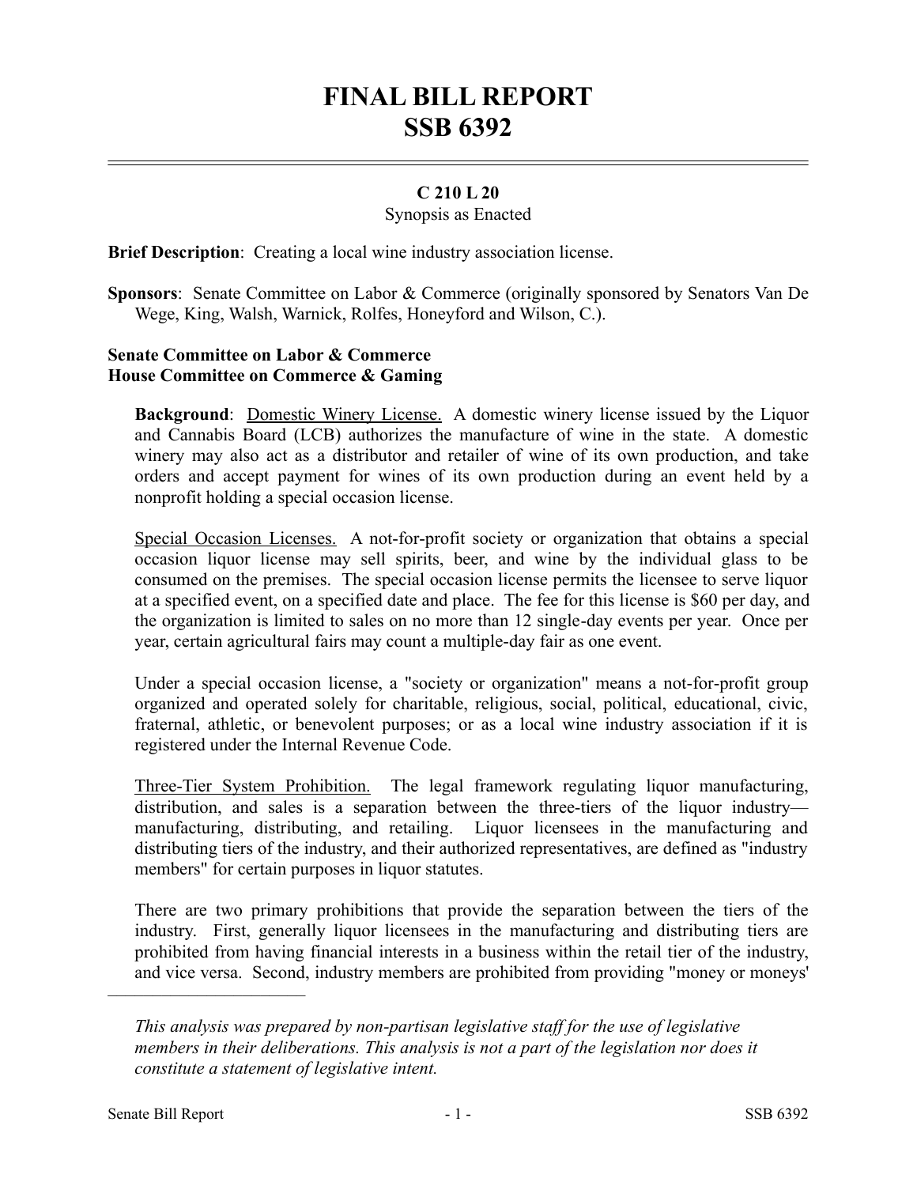# FINAL BILL REPORT
# SSB 6392

**C 210 L 20**

Synopsis as Enacted

**Brief Description**: Creating a local wine industry association license.

**Sponsors**: Senate Committee on Labor & Commerce (originally sponsored by Senators Van De Wege, King, Walsh, Warnick, Rolfes, Honeyford and Wilson, C.).

**Senate Committee on Labor & Commerce**
**House Committee on Commerce & Gaming**

**Background**: Domestic Winery License. A domestic winery license issued by the Liquor and Cannabis Board (LCB) authorizes the manufacture of wine in the state. A domestic winery may also act as a distributor and retailer of wine of its own production, and take orders and accept payment for wines of its own production during an event held by a nonprofit holding a special occasion license.

Special Occasion Licenses. A not-for-profit society or organization that obtains a special occasion liquor license may sell spirits, beer, and wine by the individual glass to be consumed on the premises. The special occasion license permits the licensee to serve liquor at a specified event, on a specified date and place. The fee for this license is $60 per day, and the organization is limited to sales on no more than 12 single-day events per year. Once per year, certain agricultural fairs may count a multiple-day fair as one event.

Under a special occasion license, a "society or organization" means a not-for-profit group organized and operated solely for charitable, religious, social, political, educational, civic, fraternal, athletic, or benevolent purposes; or as a local wine industry association if it is registered under the Internal Revenue Code.

Three-Tier System Prohibition. The legal framework regulating liquor manufacturing, distribution, and sales is a separation between the three-tiers of the liquor industry—manufacturing, distributing, and retailing. Liquor licensees in the manufacturing and distributing tiers of the industry, and their authorized representatives, are defined as "industry members" for certain purposes in liquor statutes.

There are two primary prohibitions that provide the separation between the tiers of the industry. First, generally liquor licensees in the manufacturing and distributing tiers are prohibited from having financial interests in a business within the retail tier of the industry, and vice versa. Second, industry members are prohibited from providing "money or moneys'

---

*This analysis was prepared by non-partisan legislative staff for the use of legislative members in their deliberations. This analysis is not a part of the legislation nor does it constitute a statement of legislative intent.*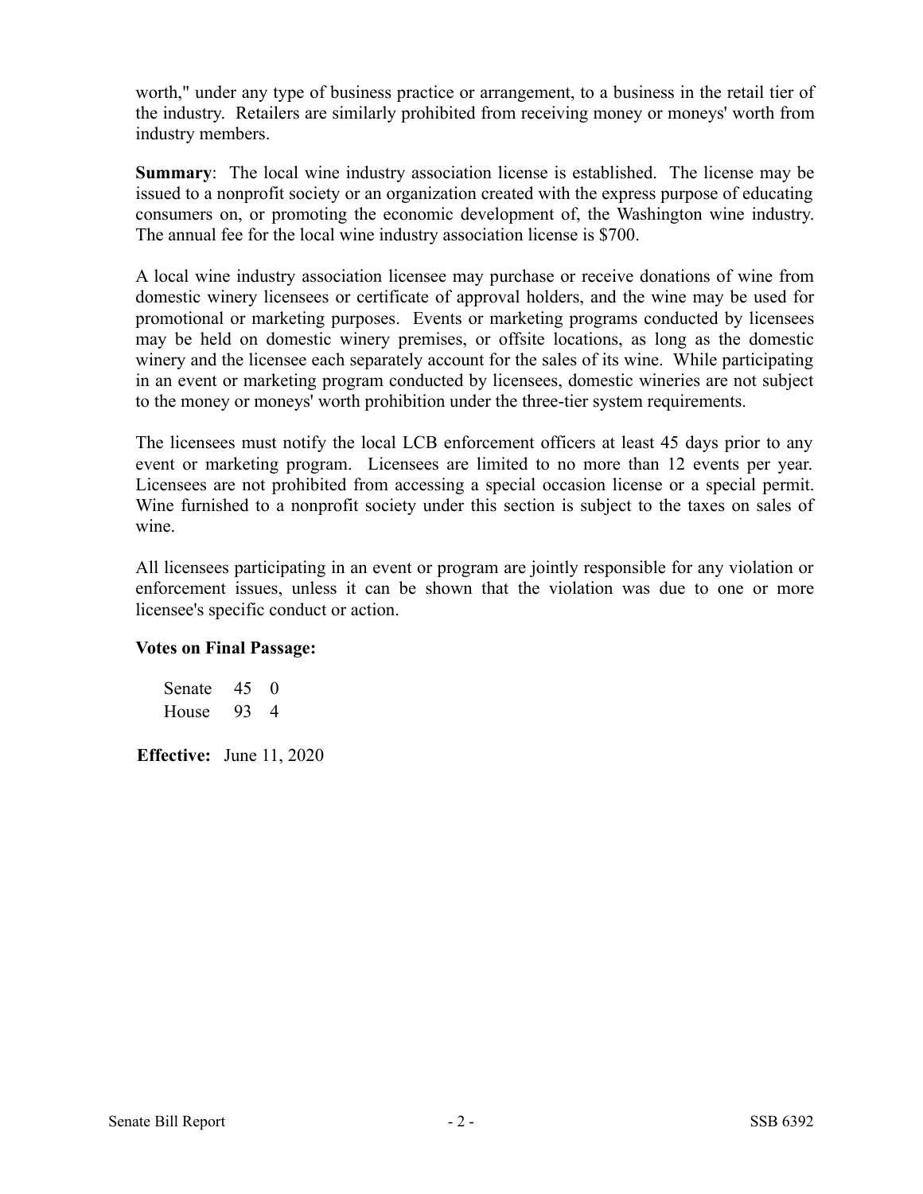worth," under any type of business practice or arrangement, to a business in the retail tier of the industry. Retailers are similarly prohibited from receiving money or moneys' worth from industry members.

**Summary**: The local wine industry association license is established. The license may be issued to a nonprofit society or an organization created with the express purpose of educating consumers on, or promoting the economic development of, the Washington wine industry. The annual fee for the local wine industry association license is $700.

A local wine industry association licensee may purchase or receive donations of wine from domestic winery licensees or certificate of approval holders, and the wine may be used for promotional or marketing purposes. Events or marketing programs conducted by licensees may be held on domestic winery premises, or offsite locations, as long as the domestic winery and the licensee each separately account for the sales of its wine. While participating in an event or marketing program conducted by licensees, domestic wineries are not subject to the money or moneys' worth prohibition under the three-tier system requirements.

The licensees must notify the local LCB enforcement officers at least 45 days prior to any event or marketing program. Licensees are limited to no more than 12 events per year. Licensees are not prohibited from accessing a special occasion license or a special permit. Wine furnished to a nonprofit society under this section is subject to the taxes on sales of wine.

All licensees participating in an event or program are jointly responsible for any violation or enforcement issues, unless it can be shown that the violation was due to one or more licensee's specific conduct or action.

**Votes on Final Passage:**

| | | |
|---|---|---|
| Senate | 45 | 0 |
| House | 93 | 4 |

**Effective:** June 11, 2020